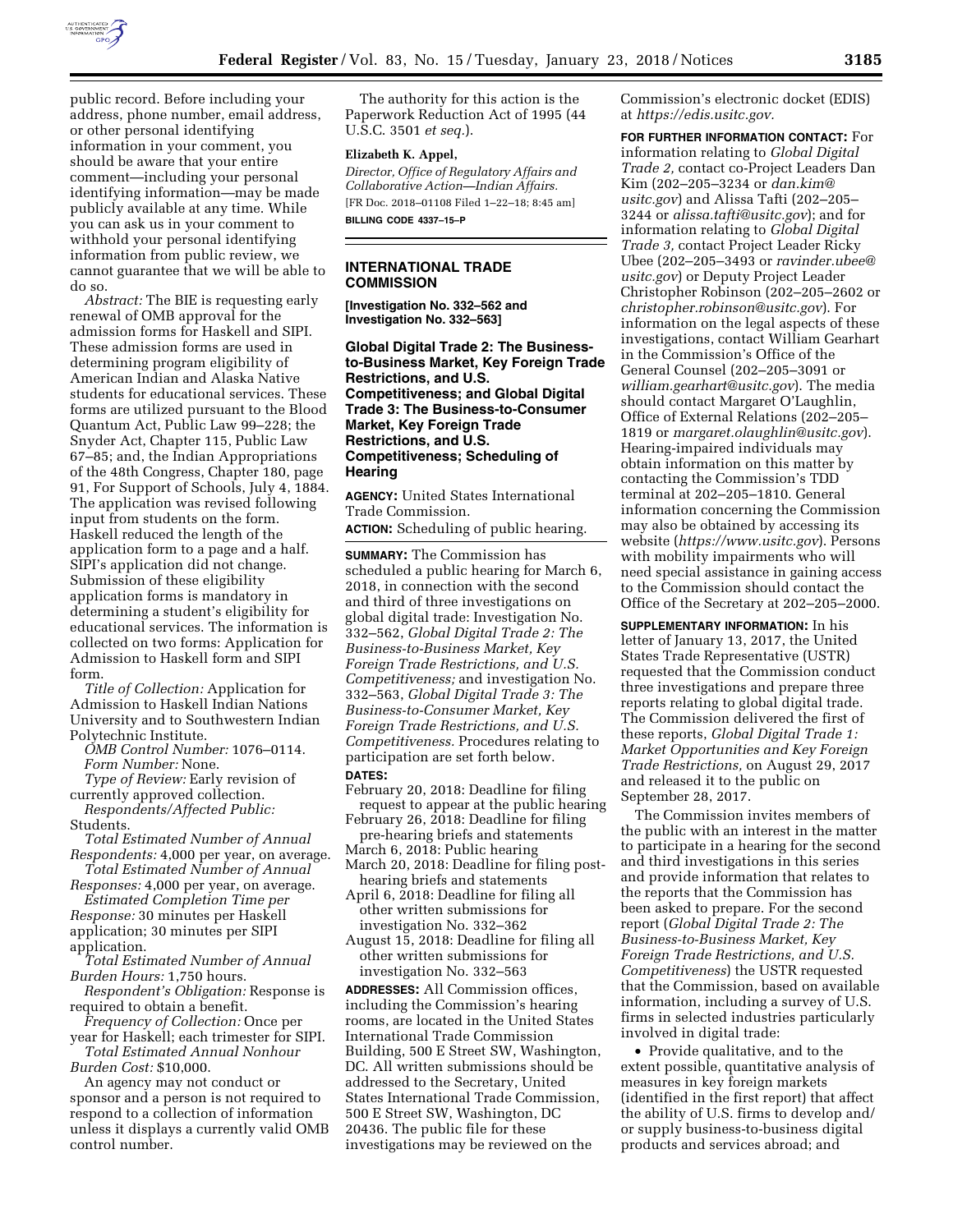public record. Before including your address, phone number, email address, or other personal identifying information in your comment, you should be aware that your entire comment—including your personal identifying information—may be made publicly available at any time. While you can ask us in your comment to withhold your personal identifying information from public review, we cannot guarantee that we will be able to do so.

*Abstract:* The BIE is requesting early renewal of OMB approval for the admission forms for Haskell and SIPI. These admission forms are used in determining program eligibility of American Indian and Alaska Native students for educational services. These forms are utilized pursuant to the Blood Quantum Act, Public Law 99–228; the Snyder Act, Chapter 115, Public Law 67–85; and, the Indian Appropriations of the 48th Congress, Chapter 180, page 91, For Support of Schools, July 4, 1884. The application was revised following input from students on the form. Haskell reduced the length of the application form to a page and a half. SIPI's application did not change. Submission of these eligibility application forms is mandatory in determining a student's eligibility for educational services. The information is collected on two forms: Application for Admission to Haskell form and SIPI form.

*Title of Collection:* Application for Admission to Haskell Indian Nations University and to Southwestern Indian Polytechnic Institute.

*OMB Control Number:* 1076–0114.

*Form Number:* None.

*Type of Review:* Early revision of currently approved collection.

*Respondents/Affected Public:* Students.

*Total Estimated Number of Annual Respondents:* 4,000 per year, on average.

*Total Estimated Number of Annual Responses:* 4,000 per year, on average.

*Estimated Completion Time per Response:* 30 minutes per Haskell application; 30 minutes per SIPI application.

*Total Estimated Number of Annual Burden Hours:* 1,750 hours.

*Respondent's Obligation:* Response is required to obtain a benefit.

*Frequency of Collection:* Once per year for Haskell; each trimester for SIPI.

*Total Estimated Annual Nonhour Burden Cost:* $10,000.

An agency may not conduct or sponsor and a person is not required to respond to a collection of information unless it displays a currently valid OMB control number.

The authority for this action is the Paperwork Reduction Act of 1995 (44 U.S.C. 3501 *et seq.*).

**Elizabeth K. Appel,**

*Director, Office of Regulatory Affairs and Collaborative Action—Indian Affairs.*

[FR Doc. 2018–01108 Filed 1–22–18; 8:45 am]

**BILLING CODE 4337–15–P**

## INTERNATIONAL TRADE COMMISSION

**[Investigation No. 332–562 and Investigation No. 332–563]**

### Global Digital Trade 2: The Business-to-Business Market, Key Foreign Trade Restrictions, and U.S. Competitiveness; and Global Digital Trade 3: The Business-to-Consumer Market, Key Foreign Trade Restrictions, and U.S. Competitiveness; Scheduling of Hearing

**AGENCY:** United States International Trade Commission.

**ACTION:** Scheduling of public hearing.

**SUMMARY:** The Commission has scheduled a public hearing for March 6, 2018, in connection with the second and third of three investigations on global digital trade: Investigation No. 332–562, *Global Digital Trade 2: The Business-to-Business Market, Key Foreign Trade Restrictions, and U.S. Competitiveness;* and investigation No. 332–563, *Global Digital Trade 3: The Business-to-Consumer Market, Key Foreign Trade Restrictions, and U.S. Competitiveness.* Procedures relating to participation are set forth below.

**DATES:**

February 20, 2018: Deadline for filing request to appear at the public hearing

February 26, 2018: Deadline for filing pre-hearing briefs and statements

March 6, 2018: Public hearing

March 20, 2018: Deadline for filing post-hearing briefs and statements

April 6, 2018: Deadline for filing all other written submissions for investigation No. 332–362

August 15, 2018: Deadline for filing all other written submissions for investigation No. 332–563

**ADDRESSES:** All Commission offices, including the Commission's hearing rooms, are located in the United States International Trade Commission Building, 500 E Street SW, Washington, DC. All written submissions should be addressed to the Secretary, United States International Trade Commission, 500 E Street SW, Washington, DC 20436. The public file for these investigations may be reviewed on the Commission's electronic docket (EDIS) at *https://edis.usitc.gov.*

**FOR FURTHER INFORMATION CONTACT:** For information relating to *Global Digital Trade 2,* contact co-Project Leaders Dan Kim (202–205–3234 or *dan.kim@usitc.gov*) and Alissa Tafti (202–205–3244 or *alissa.tafti@usitc.gov*); and for information relating to *Global Digital Trade 3,* contact Project Leader Ricky Ubee (202–205–3493 or *ravinder.ubee@usitc.gov*) or Deputy Project Leader Christopher Robinson (202–205–2602 or *christopher.robinson@usitc.gov*). For information on the legal aspects of these investigations, contact William Gearhart in the Commission's Office of the General Counsel (202–205–3091 or *william.gearhart@usitc.gov*). The media should contact Margaret O'Laughlin, Office of External Relations (202–205–1819 or *margaret.olaughlin@usitc.gov*). Hearing-impaired individuals may obtain information on this matter by contacting the Commission's TDD terminal at 202–205–1810. General information concerning the Commission may also be obtained by accessing its website (*https://www.usitc.gov*). Persons with mobility impairments who will need special assistance in gaining access to the Commission should contact the Office of the Secretary at 202–205–2000.

**SUPPLEMENTARY INFORMATION:** In his letter of January 13, 2017, the United States Trade Representative (USTR) requested that the Commission conduct three investigations and prepare three reports relating to global digital trade. The Commission delivered the first of these reports, *Global Digital Trade 1: Market Opportunities and Key Foreign Trade Restrictions,* on August 29, 2017 and released it to the public on September 28, 2017.

The Commission invites members of the public with an interest in the matter to participate in a hearing for the second and third investigations in this series and provide information that relates to the reports that the Commission has been asked to prepare. For the second report (*Global Digital Trade 2: The Business-to-Business Market, Key Foreign Trade Restrictions, and U.S. Competitiveness*) the USTR requested that the Commission, based on available information, including a survey of U.S. firms in selected industries particularly involved in digital trade:

- Provide qualitative, and to the extent possible, quantitative analysis of measures in key foreign markets (identified in the first report) that affect the ability of U.S. firms to develop and/or supply business-to-business digital products and services abroad; and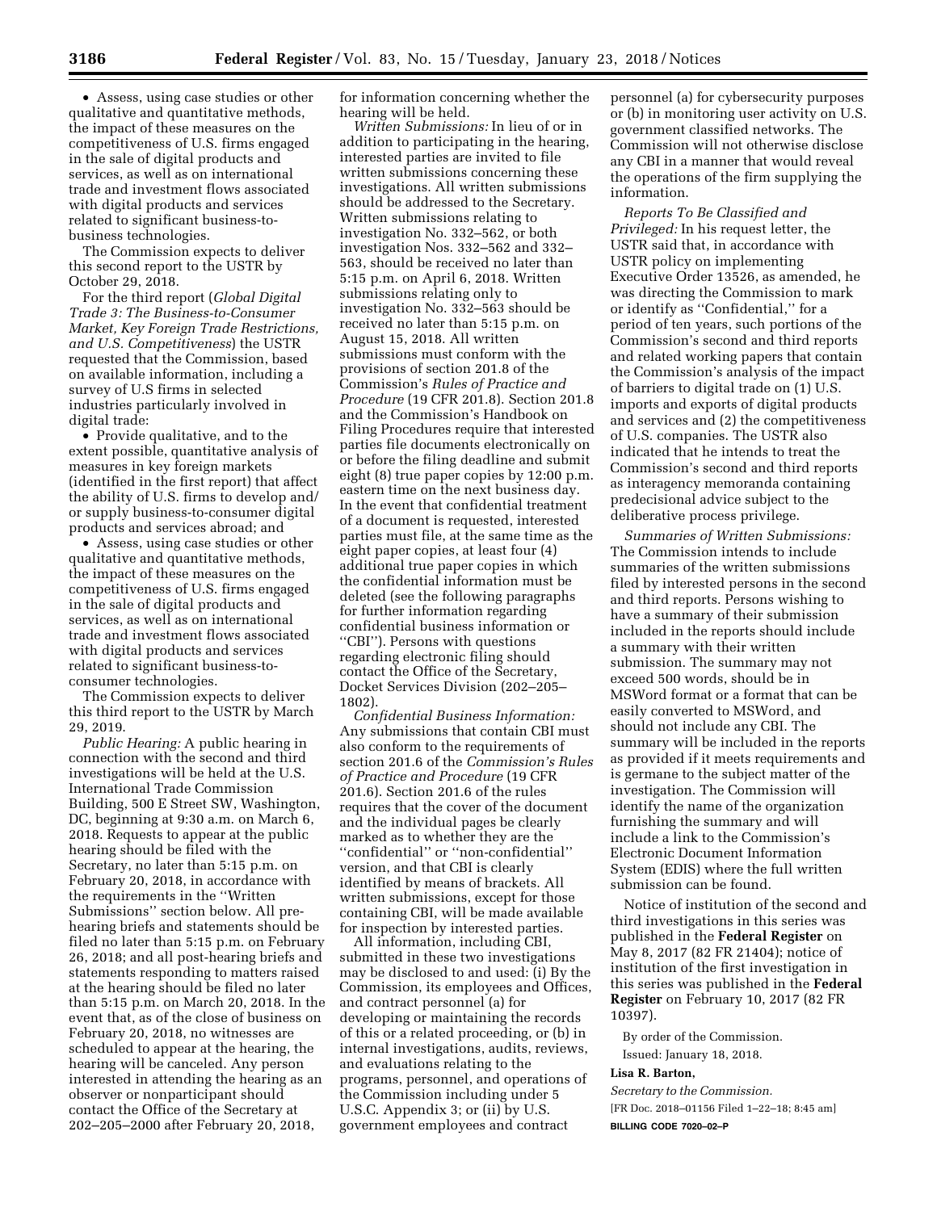• Assess, using case studies or other qualitative and quantitative methods, the impact of these measures on the competitiveness of U.S. firms engaged in the sale of digital products and services, as well as on international trade and investment flows associated with digital products and services related to significant business-to-business technologies.

The Commission expects to deliver this second report to the USTR by October 29, 2018.

For the third report (*Global Digital Trade 3: The Business-to-Consumer Market, Key Foreign Trade Restrictions, and U.S. Competitiveness*) the USTR requested that the Commission, based on available information, including a survey of U.S firms in selected industries particularly involved in digital trade:

• Provide qualitative, and to the extent possible, quantitative analysis of measures in key foreign markets (identified in the first report) that affect the ability of U.S. firms to develop and/or supply business-to-consumer digital products and services abroad; and

• Assess, using case studies or other qualitative and quantitative methods, the impact of these measures on the competitiveness of U.S. firms engaged in the sale of digital products and services, as well as on international trade and investment flows associated with digital products and services related to significant business-to-consumer technologies.

The Commission expects to deliver this third report to the USTR by March 29, 2019.

*Public Hearing:* A public hearing in connection with the second and third investigations will be held at the U.S. International Trade Commission Building, 500 E Street SW, Washington, DC, beginning at 9:30 a.m. on March 6, 2018. Requests to appear at the public hearing should be filed with the Secretary, no later than 5:15 p.m. on February 20, 2018, in accordance with the requirements in the ''Written Submissions'' section below. All pre-hearing briefs and statements should be filed no later than 5:15 p.m. on February 26, 2018; and all post-hearing briefs and statements responding to matters raised at the hearing should be filed no later than 5:15 p.m. on March 20, 2018. In the event that, as of the close of business on February 20, 2018, no witnesses are scheduled to appear at the hearing, the hearing will be canceled. Any person interested in attending the hearing as an observer or nonparticipant should contact the Office of the Secretary at 202–205–2000 after February 20, 2018, for information concerning whether the hearing will be held.

*Written Submissions:* In lieu of or in addition to participating in the hearing, interested parties are invited to file written submissions concerning these investigations. All written submissions should be addressed to the Secretary. Written submissions relating to investigation No. 332–562, or both investigation Nos. 332–562 and 332–563, should be received no later than 5:15 p.m. on April 6, 2018. Written submissions relating only to investigation No. 332–563 should be received no later than 5:15 p.m. on August 15, 2018. All written submissions must conform with the provisions of section 201.8 of the Commission's *Rules of Practice and Procedure* (19 CFR 201.8). Section 201.8 and the Commission's Handbook on Filing Procedures require that interested parties file documents electronically on or before the filing deadline and submit eight (8) true paper copies by 12:00 p.m. eastern time on the next business day. In the event that confidential treatment of a document is requested, interested parties must file, at the same time as the eight paper copies, at least four (4) additional true paper copies in which the confidential information must be deleted (see the following paragraphs for further information regarding confidential business information or ''CBI''). Persons with questions regarding electronic filing should contact the Office of the Secretary, Docket Services Division (202–205–1802).

*Confidential Business Information:* Any submissions that contain CBI must also conform to the requirements of section 201.6 of the *Commission's Rules of Practice and Procedure* (19 CFR 201.6). Section 201.6 of the rules requires that the cover of the document and the individual pages be clearly marked as to whether they are the ''confidential'' or ''non-confidential'' version, and that CBI is clearly identified by means of brackets. All written submissions, except for those containing CBI, will be made available for inspection by interested parties.

All information, including CBI, submitted in these two investigations may be disclosed to and used: (i) By the Commission, its employees and Offices, and contract personnel (a) for developing or maintaining the records of this or a related proceeding, or (b) in internal investigations, audits, reviews, and evaluations relating to the programs, personnel, and operations of the Commission including under 5 U.S.C. Appendix 3; or (ii) by U.S. government employees and contract personnel (a) for cybersecurity purposes or (b) in monitoring user activity on U.S. government classified networks. The Commission will not otherwise disclose any CBI in a manner that would reveal the operations of the firm supplying the information.

*Reports To Be Classified and Privileged:* In his request letter, the USTR said that, in accordance with USTR policy on implementing Executive Order 13526, as amended, he was directing the Commission to mark or identify as ''Confidential,'' for a period of ten years, such portions of the Commission's second and third reports and related working papers that contain the Commission's analysis of the impact of barriers to digital trade on (1) U.S. imports and exports of digital products and services and (2) the competitiveness of U.S. companies. The USTR also indicated that he intends to treat the Commission's second and third reports as interagency memoranda containing predecisional advice subject to the deliberative process privilege.

*Summaries of Written Submissions:* The Commission intends to include summaries of the written submissions filed by interested persons in the second and third reports. Persons wishing to have a summary of their submission included in the reports should include a summary with their written submission. The summary may not exceed 500 words, should be in MSWord format or a format that can be easily converted to MSWord, and should not include any CBI. The summary will be included in the reports as provided if it meets requirements and is germane to the subject matter of the investigation. The Commission will identify the name of the organization furnishing the summary and will include a link to the Commission's Electronic Document Information System (EDIS) where the full written submission can be found.

Notice of institution of the second and third investigations in this series was published in the **Federal Register** on May 8, 2017 (82 FR 21404); notice of institution of the first investigation in this series was published in the **Federal Register** on February 10, 2017 (82 FR 10397).

By order of the Commission.

Issued: January 18, 2018.

**Lisa R. Barton,**

*Secretary to the Commission.*

[FR Doc. 2018–01156 Filed 1–22–18; 8:45 am]

**BILLING CODE 7020–02–P**